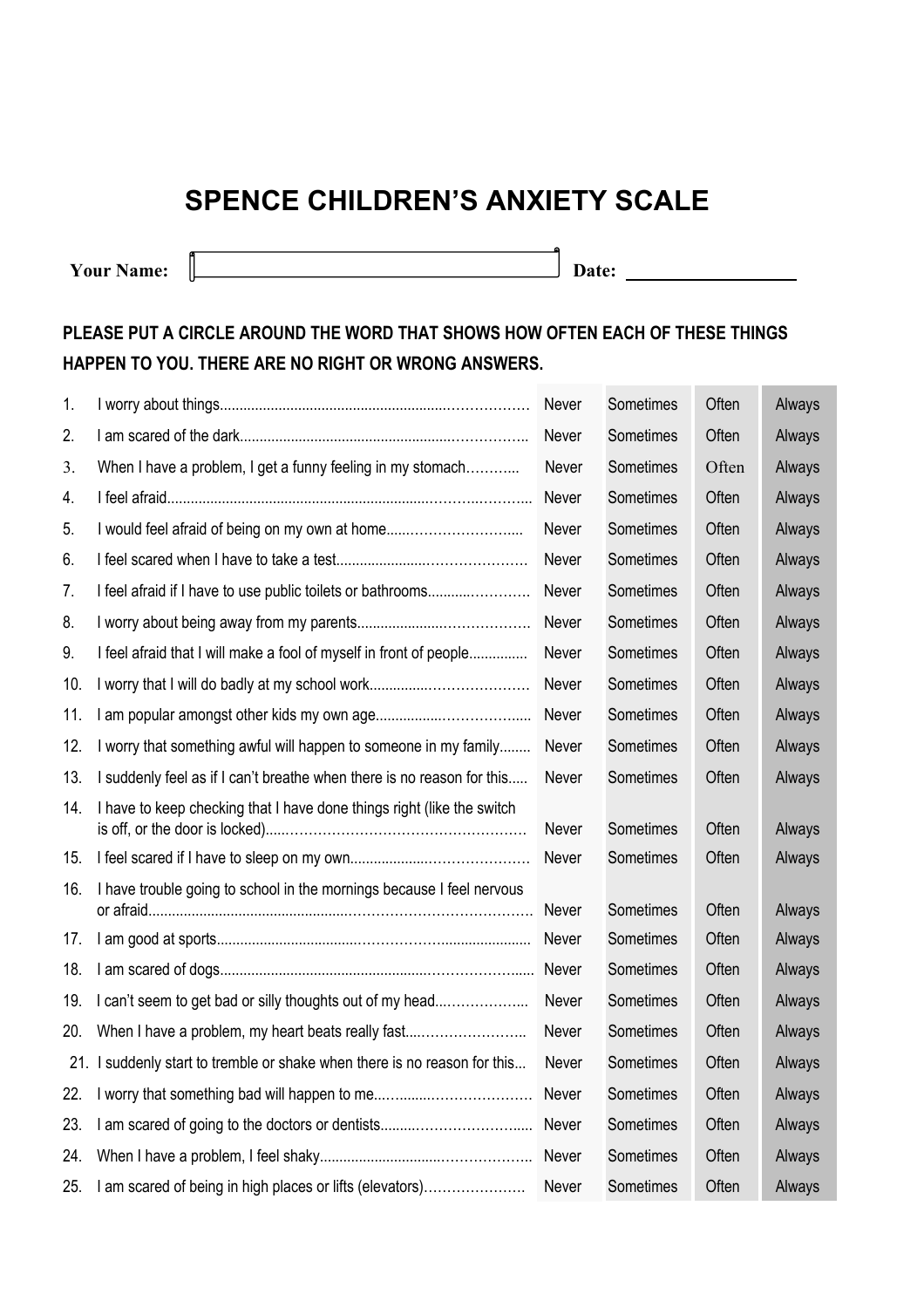# SPENCE CHILDREN'S ANXIETY SCALE

**Your Name:** ____________________ **Date:** ____________________

**PLEASE PUT A CIRCLE AROUND THE WORD THAT SHOWS HOW OFTEN EACH OF THESE THINGS HAPPEN TO YOU. THERE ARE NO RIGHT OR WRONG ANSWERS.**

| | | | | | |
|---|---|---|---|---|---|
| 1. | I worry about things | Never | Sometimes | Often | Always |
| 2. | I am scared of the dark | Never | Sometimes | Often | Always |
| 3. | When I have a problem, I get a funny feeling in my stomach | Never | Sometimes | Often | Always |
| 4. | I feel afraid | Never | Sometimes | Often | Always |
| 5. | I would feel afraid of being on my own at home | Never | Sometimes | Often | Always |
| 6. | I feel scared when I have to take a test | Never | Sometimes | Often | Always |
| 7. | I feel afraid if I have to use public toilets or bathrooms | Never | Sometimes | Often | Always |
| 8. | I worry about being away from my parents | Never | Sometimes | Often | Always |
| 9. | I feel afraid that I will make a fool of myself in front of people | Never | Sometimes | Often | Always |
| 10. | I worry that I will do badly at my school work | Never | Sometimes | Often | Always |
| 11. | I am popular amongst other kids my own age | Never | Sometimes | Often | Always |
| 12. | I worry that something awful will happen to someone in my family | Never | Sometimes | Often | Always |
| 13. | I suddenly feel as if I can't breathe when there is no reason for this | Never | Sometimes | Often | Always |
| 14. | I have to keep checking that I have done things right (like the switch is off, or the door is locked) | Never | Sometimes | Often | Always |
| 15. | I feel scared if I have to sleep on my own | Never | Sometimes | Often | Always |
| 16. | I have trouble going to school in the mornings because I feel nervous or afraid | Never | Sometimes | Often | Always |
| 17. | I am good at sports | Never | Sometimes | Often | Always |
| 18. | I am scared of dogs | Never | Sometimes | Often | Always |
| 19. | I can't seem to get bad or silly thoughts out of my head | Never | Sometimes | Often | Always |
| 20. | When I have a problem, my heart beats really fast | Never | Sometimes | Often | Always |
| 21. | I suddenly start to tremble or shake when there is no reason for this | Never | Sometimes | Often | Always |
| 22. | I worry that something bad will happen to me | Never | Sometimes | Often | Always |
| 23. | I am scared of going to the doctors or dentists | Never | Sometimes | Often | Always |
| 24. | When I have a problem, I feel shaky | Never | Sometimes | Often | Always |
| 25. | I am scared of being in high places or lifts (elevators) | Never | Sometimes | Often | Always |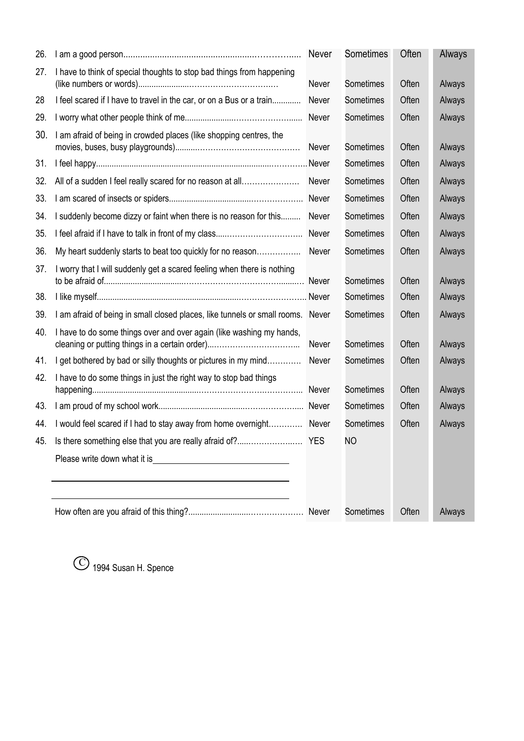| | | | | | |
|---|---|---|---|---|---|
| 26. | I am a good person | Never | Sometimes | Often | Always |
| 27. | I have to think of special thoughts to stop bad things from happening (like numbers or words) | Never | Sometimes | Often | Always |
| 28 | I feel scared if I have to travel in the car, or on a Bus or a train | Never | Sometimes | Often | Always |
| 29. | I worry what other people think of me | Never | Sometimes | Often | Always |
| 30. | I am afraid of being in crowded places (like shopping centres, the movies, buses, busy playgrounds) | Never | Sometimes | Often | Always |
| 31. | I feel happy | Never | Sometimes | Often | Always |
| 32. | All of a sudden I feel really scared for no reason at all | Never | Sometimes | Often | Always |
| 33. | I am scared of insects or spiders | Never | Sometimes | Often | Always |
| 34. | I suddenly become dizzy or faint when there is no reason for this | Never | Sometimes | Often | Always |
| 35. | I feel afraid if I have to talk in front of my class | Never | Sometimes | Often | Always |
| 36. | My heart suddenly starts to beat too quickly for no reason | Never | Sometimes | Often | Always |
| 37. | I worry that I will suddenly get a scared feeling when there is nothing to be afraid of | Never | Sometimes | Often | Always |
| 38. | I like myself | Never | Sometimes | Often | Always |
| 39. | I am afraid of being in small closed places, like tunnels or small rooms. | Never | Sometimes | Often | Always |
| 40. | I have to do some things over and over again (like washing my hands, cleaning or putting things in a certain order) | Never | Sometimes | Often | Always |
| 41. | I get bothered by bad or silly thoughts or pictures in my mind | Never | Sometimes | Often | Always |
| 42. | I have to do some things in just the right way to stop bad things happening | Never | Sometimes | Often | Always |
| 43. | I am proud of my school work | Never | Sometimes | Often | Always |
| 44. | I would feel scared if I had to stay away from home overnight | Never | Sometimes | Often | Always |
| 45. | Is there something else that you are really afraid of? | YES | NO | | |
| | Please write down what it is ______________________________ | | | | |
| | ______________________________ | | | | |
| | ______________________________ | | | | |
| | How often are you afraid of this thing? | Never | Sometimes | Often | Always |

© 1994 Susan H. Spence